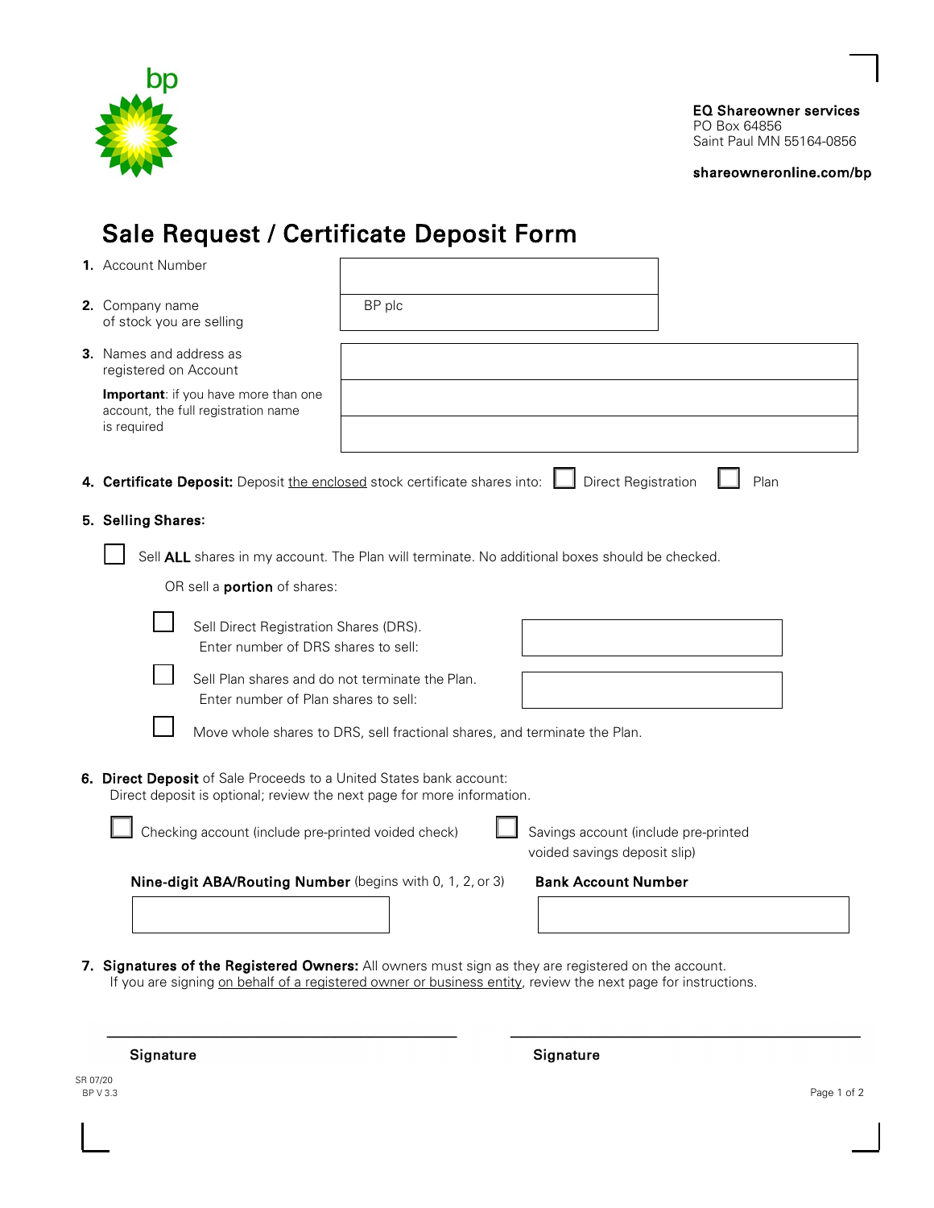EQ Shareowner services
PO Box 64856
Saint Paul MN 55164-0856

**shareowneronline.com/bp**

# Sale Request / Certificate Deposit Form

1. Account Number

2. Company name of stock you are selling — BP plc

3. Names and address as registered on Account

   **Important**: if you have more than one account, the full registration name is required

4. **Certificate Deposit:** Deposit the enclosed stock certificate shares into: ☐ Direct Registration ☐ Plan

5. **Selling Shares:**

   ☐ Sell **ALL** shares in my account. The Plan will terminate. No additional boxes should be checked.

   OR sell a **portion** of shares:

   ☐ Sell Direct Registration Shares (DRS). Enter number of DRS shares to sell:

   ☐ Sell Plan shares and do not terminate the Plan. Enter number of Plan shares to sell:

   ☐ Move whole shares to DRS, sell fractional shares, and terminate the Plan.

6. **Direct Deposit** of Sale Proceeds to a United States bank account:
   Direct deposit is optional; review the next page for more information.

   ☐ Checking account (include pre-printed voided check) ☐ Savings account (include pre-printed voided savings deposit slip)

   **Nine-digit ABA/Routing Number** (begins with 0, 1, 2, or 3)

   **Bank Account Number**

7. **Signatures of the Registered Owners:** All owners must sign as they are registered on the account.
   If you are signing on behalf of a registered owner or business entity, review the next page for instructions.

   **Signature** ____________________ **Signature** ____________________

SR 07/20
BP V 3.3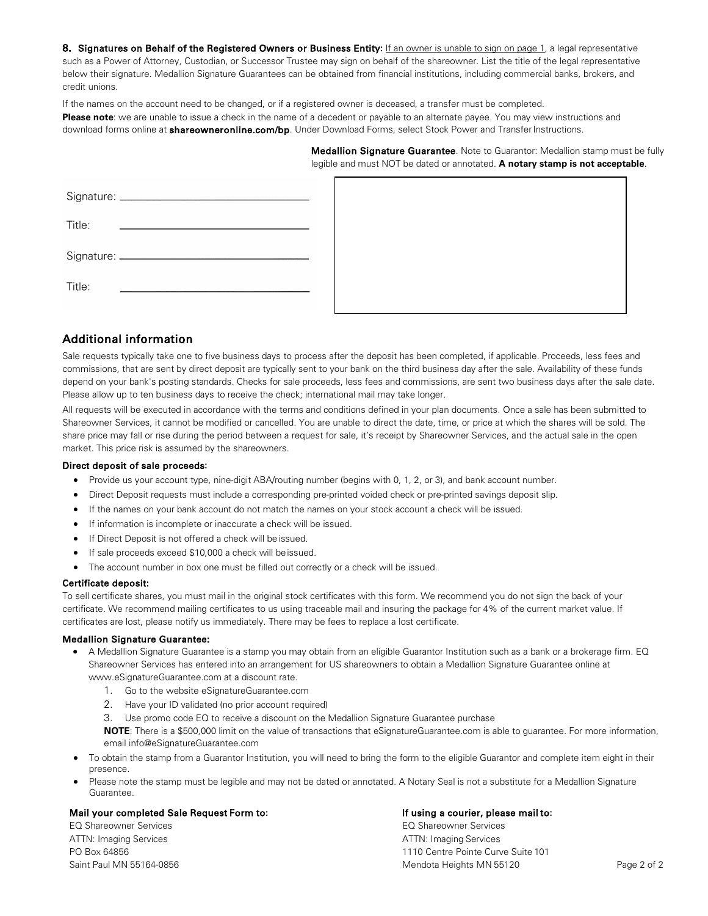**8. Signatures on Behalf of the Registered Owners or Business Entity:** If an owner is unable to sign on page 1, a legal representative such as a Power of Attorney, Custodian, or Successor Trustee may sign on behalf of the shareowner. List the title of the legal representative below their signature. Medallion Signature Guarantees can be obtained from financial institutions, including commercial banks, brokers, and credit unions.

If the names on the account need to be changed, or if a registered owner is deceased, a transfer must be completed.

**Please note**: we are unable to issue a check in the name of a decedent or payable to an alternate payee. You may view instructions and download forms online at **shareowneronline.com/bp**. Under Download Forms, select Stock Power and Transfer Instructions.

**Medallion Signature Guarantee**. Note to Guarantor: Medallion stamp must be fully legible and must NOT be dated or annotated. **A notary stamp is not acceptable**.

Signature: ______________________________

Title: ______________________________

Signature: ______________________________

Title: ______________________________

## Additional information

Sale requests typically take one to five business days to process after the deposit has been completed, if applicable. Proceeds, less fees and commissions, that are sent by direct deposit are typically sent to your bank on the third business day after the sale. Availability of these funds depend on your bank's posting standards. Checks for sale proceeds, less fees and commissions, are sent two business days after the sale date. Please allow up to ten business days to receive the check; international mail may take longer.

All requests will be executed in accordance with the terms and conditions defined in your plan documents. Once a sale has been submitted to Shareowner Services, it cannot be modified or cancelled. You are unable to direct the date, time, or price at which the shares will be sold. The share price may fall or rise during the period between a request for sale, it's receipt by Shareowner Services, and the actual sale in the open market. This price risk is assumed by the shareowners.

**Direct deposit of sale proceeds:**

- Provide us your account type, nine-digit ABA/routing number (begins with 0, 1, 2, or 3), and bank account number.
- Direct Deposit requests must include a corresponding pre-printed voided check or pre-printed savings deposit slip.
- If the names on your bank account do not match the names on your stock account a check will be issued.
- If information is incomplete or inaccurate a check will be issued.
- If Direct Deposit is not offered a check will be issued.
- If sale proceeds exceed $10,000 a check will be issued.
- The account number in box one must be filled out correctly or a check will be issued.

**Certificate deposit:**

To sell certificate shares, you must mail in the original stock certificates with this form. We recommend you do not sign the back of your certificate. We recommend mailing certificates to us using traceable mail and insuring the package for 4% of the current market value. If certificates are lost, please notify us immediately. There may be fees to replace a lost certificate.

**Medallion Signature Guarantee:**

- A Medallion Signature Guarantee is a stamp you may obtain from an eligible Guarantor Institution such as a bank or a brokerage firm. EQ Shareowner Services has entered into an arrangement for US shareowners to obtain a Medallion Signature Guarantee online at www.eSignatureGuarantee.com at a discount rate.
  1. Go to the website eSignatureGuarantee.com
  2. Have your ID validated (no prior account required)
  3. Use promo code EQ to receive a discount on the Medallion Signature Guarantee purchase

  **NOTE**: There is a $500,000 limit on the value of transactions that eSignatureGuarantee.com is able to guarantee. For more information, email info@eSignatureGuarantee.com
- To obtain the stamp from a Guarantor Institution, you will need to bring the form to the eligible Guarantor and complete item eight in their presence.
- Please note the stamp must be legible and may not be dated or annotated. A Notary Seal is not a substitute for a Medallion Signature Guarantee.

**Mail your completed Sale Request Form to:**

EQ Shareowner Services
ATTN: Imaging Services
PO Box 64856
Saint Paul MN 55164-0856

**If using a courier, please mail to:**

EQ Shareowner Services
ATTN: Imaging Services
1110 Centre Pointe Curve Suite 101
Mendota Heights MN 55120